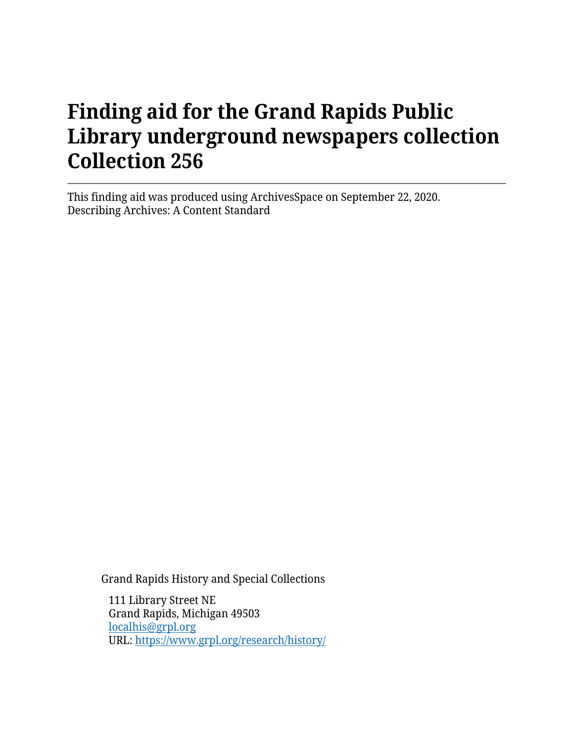# Finding aid for the Grand Rapids Public Library underground newspapers collection Collection 256

---

This finding aid was produced using ArchivesSpace on September 22, 2020.
Describing Archives: A Content Standard

Grand Rapids History and Special Collections

111 Library Street NE
Grand Rapids, Michigan 49503
[localhis@grpl.org](mailto:localhis@grpl.org)
URL: [https://www.grpl.org/research/history/](https://www.grpl.org/research/history/)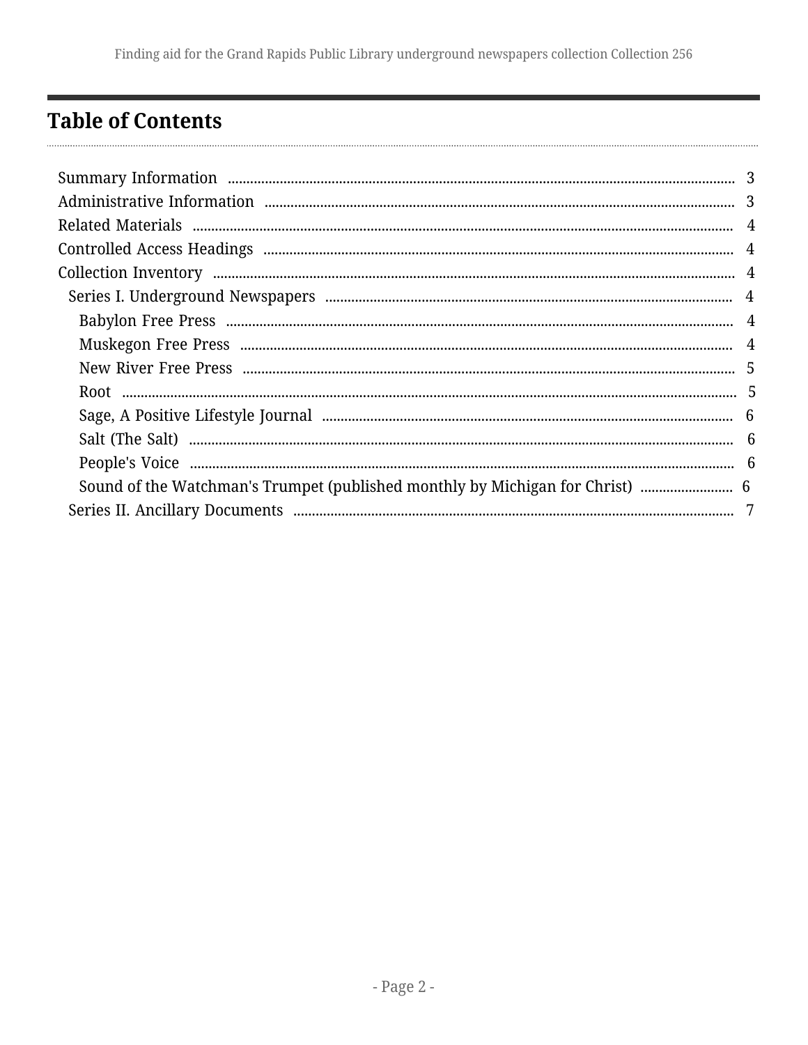# Table of Contents

- Summary Information ... 3
- Administrative Information ... 3
- Related Materials ... 4
- Controlled Access Headings ... 4
- Collection Inventory ... 4
  - Series I. Underground Newspapers ... 4
    - Babylon Free Press ... 4
    - Muskegon Free Press ... 4
    - New River Free Press ... 5
    - Root ... 5
    - Sage, A Positive Lifestyle Journal ... 6
    - Salt (The Salt) ... 6
    - People's Voice ... 6
    - Sound of the Watchman's Trumpet (published monthly by Michigan for Christ) ... 6
  - Series II. Ancillary Documents ... 7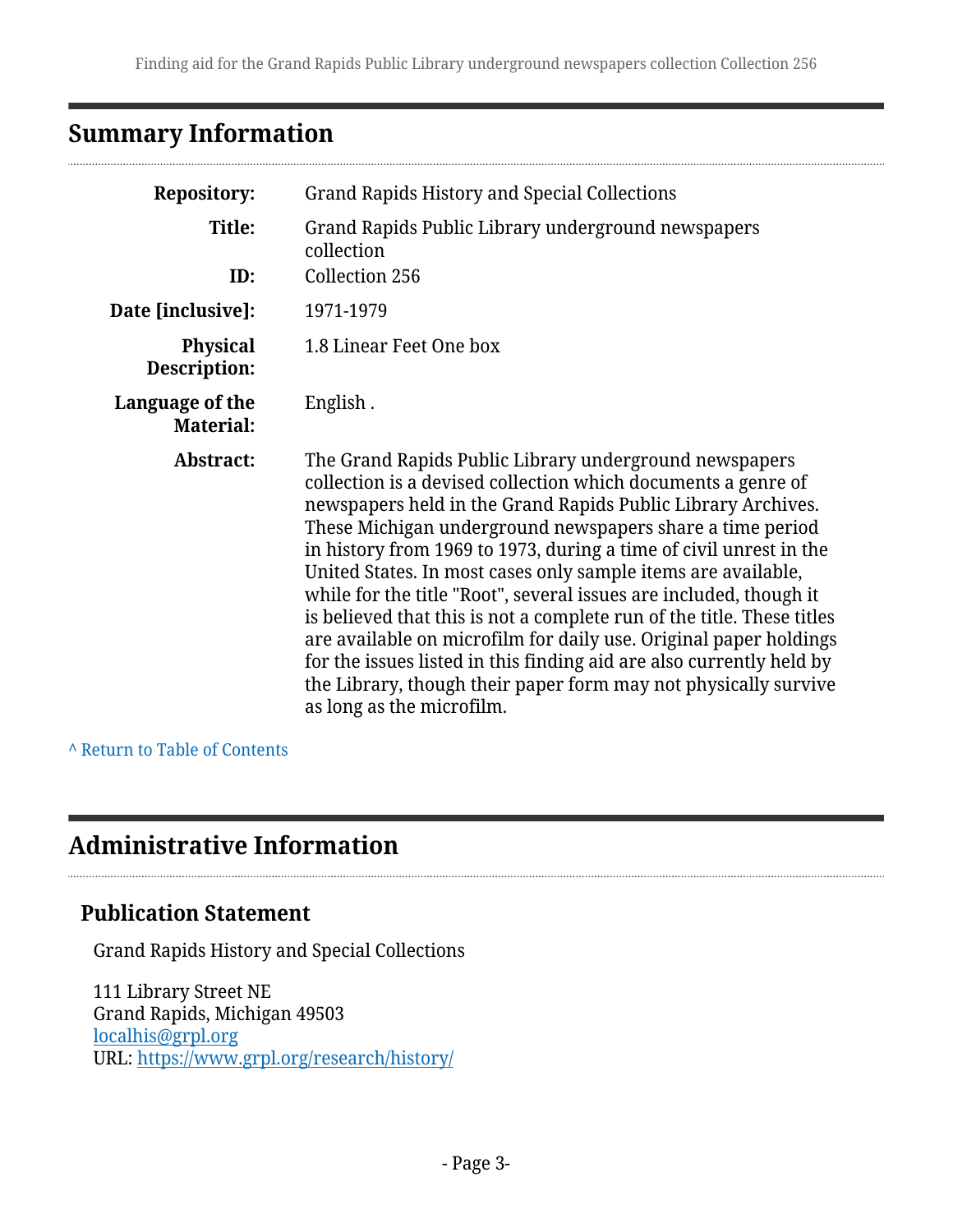## Summary Information

| | |
|---|---|
| **Repository:** | Grand Rapids History and Special Collections |
| **Title:** | Grand Rapids Public Library underground newspapers collection |
| **ID:** | Collection 256 |
| **Date [inclusive]:** | 1971-1979 |
| **Physical Description:** | 1.8 Linear Feet One box |
| **Language of the Material:** | English . |
| **Abstract:** | The Grand Rapids Public Library underground newspapers collection is a devised collection which documents a genre of newspapers held in the Grand Rapids Public Library Archives. These Michigan underground newspapers share a time period in history from 1969 to 1973, during a time of civil unrest in the United States. In most cases only sample items are available, while for the title "Root", several issues are included, though it is believed that this is not a complete run of the title. These titles are available on microfilm for daily use. Original paper holdings for the issues listed in this finding aid are also currently held by the Library, though their paper form may not physically survive as long as the microfilm. |

^ Return to Table of Contents

## Administrative Information

### Publication Statement

Grand Rapids History and Special Collections

111 Library Street NE
Grand Rapids, Michigan 49503
localhis@grpl.org
URL: https://www.grpl.org/research/history/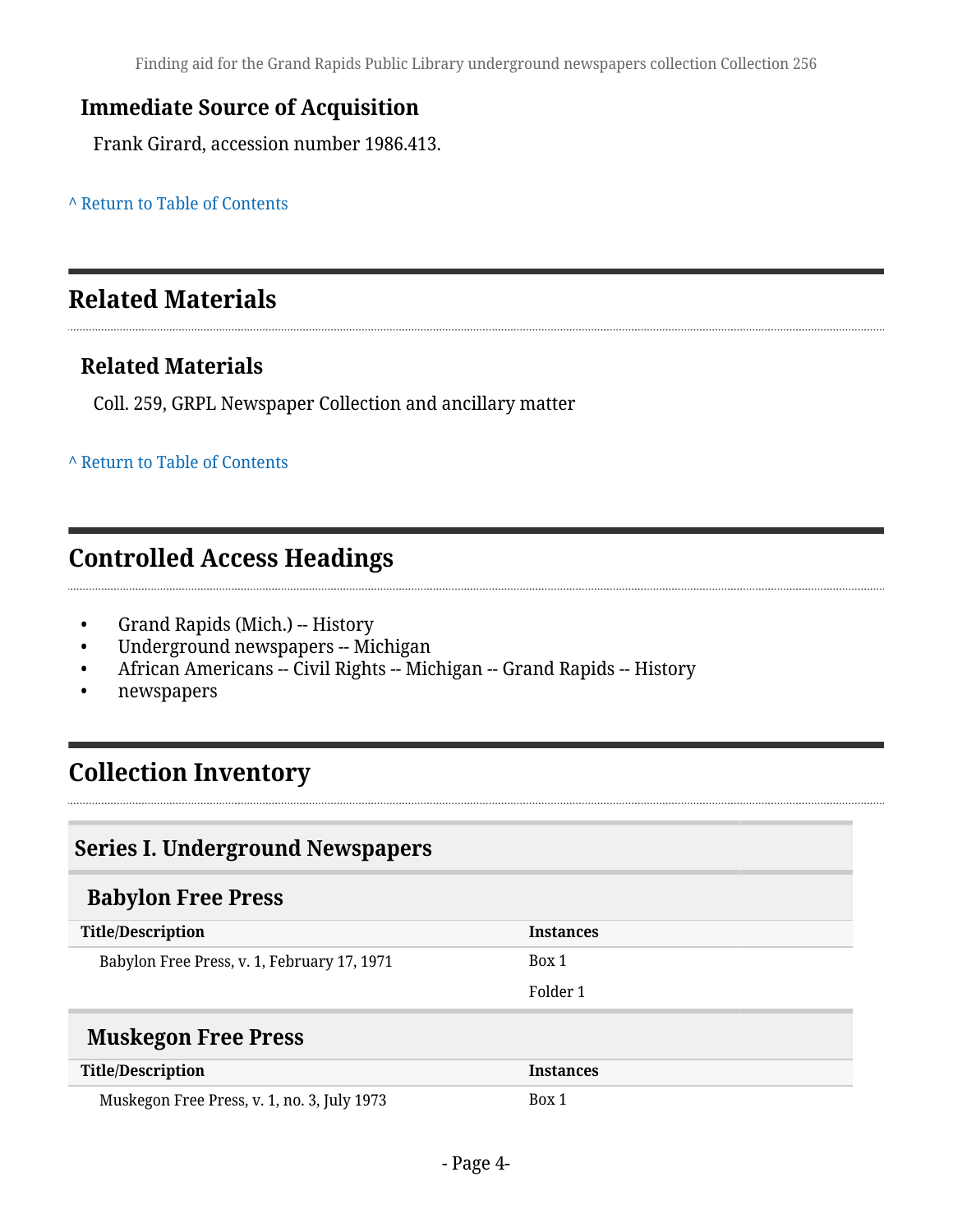### Immediate Source of Acquisition

Frank Girard, accession number 1986.413.

^ Return to Table of Contents

## Related Materials

### Related Materials

Coll. 259, GRPL Newspaper Collection and ancillary matter

^ Return to Table of Contents

## Controlled Access Headings

- Grand Rapids (Mich.) -- History
- Underground newspapers -- Michigan
- African Americans -- Civil Rights -- Michigan -- Grand Rapids -- History
- newspapers

## Collection Inventory

### Series I. Underground Newspapers

#### Babylon Free Press

| Title/Description | Instances |
|---|---|
| Babylon Free Press, v. 1, February 17, 1971 | Box 1 |
| | Folder 1 |

#### Muskegon Free Press

| Title/Description | Instances |
|---|---|
| Muskegon Free Press, v. 1, no. 3, July 1973 | Box 1 |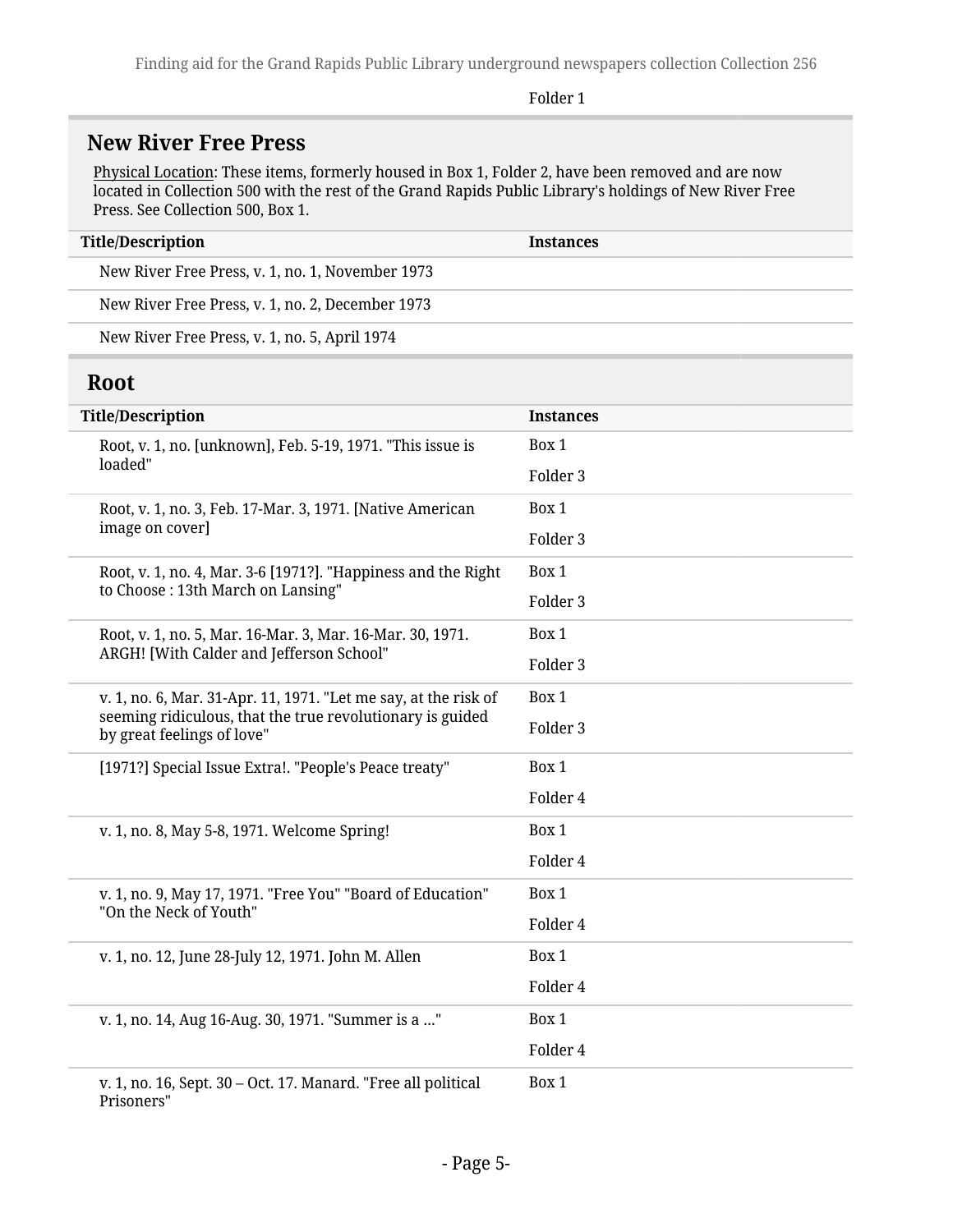Folder 1

## New River Free Press

Physical Location: These items, formerly housed in Box 1, Folder 2, have been removed and are now located in Collection 500 with the rest of the Grand Rapids Public Library's holdings of New River Free Press. See Collection 500, Box 1.

| Title/Description | Instances |
|---|---|
| New River Free Press, v. 1, no. 1, November 1973 | |
| New River Free Press, v. 1, no. 2, December 1973 | |
| New River Free Press, v. 1, no. 5, April 1974 | |

## Root

| Title/Description | Instances |
|---|---|
| Root, v. 1, no. [unknown], Feb. 5-19, 1971. "This issue is loaded" | Box 1<br>Folder 3 |
| Root, v. 1, no. 3, Feb. 17-Mar. 3, 1971. [Native American image on cover] | Box 1<br>Folder 3 |
| Root, v. 1, no. 4, Mar. 3-6 [1971?]. "Happiness and the Right to Choose : 13th March on Lansing" | Box 1<br>Folder 3 |
| Root, v. 1, no. 5, Mar. 16-Mar. 3, Mar. 16-Mar. 30, 1971. ARGH! [With Calder and Jefferson School" | Box 1<br>Folder 3 |
| v. 1, no. 6, Mar. 31-Apr. 11, 1971. "Let me say, at the risk of seeming ridiculous, that the true revolutionary is guided by great feelings of love" | Box 1<br>Folder 3 |
| [1971?] Special Issue Extra!. "People's Peace treaty" | Box 1<br>Folder 4 |
| v. 1, no. 8, May 5-8, 1971. Welcome Spring! | Box 1<br>Folder 4 |
| v. 1, no. 9, May 17, 1971. "Free You" "Board of Education" "On the Neck of Youth" | Box 1<br>Folder 4 |
| v. 1, no. 12, June 28-July 12, 1971. John M. Allen | Box 1<br>Folder 4 |
| v. 1, no. 14, Aug 16-Aug. 30, 1971. "Summer is a ..." | Box 1<br>Folder 4 |
| v. 1, no. 16, Sept. 30 – Oct. 17. Manard. "Free all political Prisoners" | Box 1 |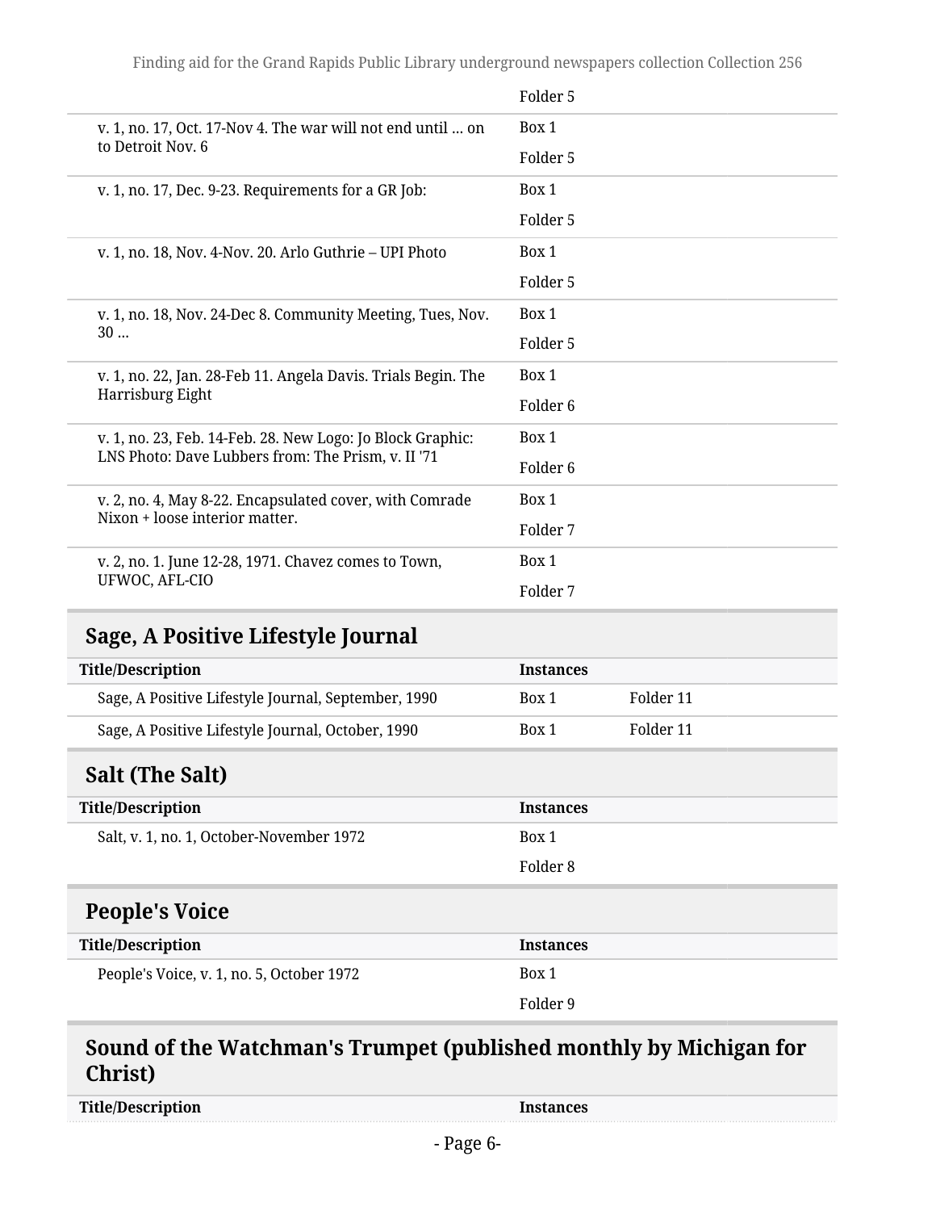| Title/Description | Instances | |
|---|---|---|
| | Folder 5 | |
| v. 1, no. 17, Oct. 17-Nov 4. The war will not end until ... on to Detroit Nov. 6 | Box 1 | |
| | Folder 5 | |
| v. 1, no. 17, Dec. 9-23. Requirements for a GR Job: | Box 1 | |
| | Folder 5 | |
| v. 1, no. 18, Nov. 4-Nov. 20. Arlo Guthrie – UPI Photo | Box 1 | |
| | Folder 5 | |
| v. 1, no. 18, Nov. 24-Dec 8. Community Meeting, Tues, Nov. 30 ... | Box 1 | |
| | Folder 5 | |
| v. 1, no. 22, Jan. 28-Feb 11. Angela Davis. Trials Begin. The Harrisburg Eight | Box 1 | |
| | Folder 6 | |
| v. 1, no. 23, Feb. 14-Feb. 28. New Logo: Jo Block Graphic: LNS Photo: Dave Lubbers from: The Prism, v. II '71 | Box 1 | |
| | Folder 6 | |
| v. 2, no. 4, May 8-22. Encapsulated cover, with Comrade Nixon + loose interior matter. | Box 1 | |
| | Folder 7 | |
| v. 2, no. 1. June 12-28, 1971. Chavez comes to Town, UFWOC, AFL-CIO | Box 1 | |
| | Folder 7 | |

## Sage, A Positive Lifestyle Journal

| Title/Description | Instances | |
|---|---|---|
| Sage, A Positive Lifestyle Journal, September, 1990 | Box 1 | Folder 11 |
| Sage, A Positive Lifestyle Journal, October, 1990 | Box 1 | Folder 11 |

## Salt (The Salt)

| Title/Description | Instances |
|---|---|
| Salt, v. 1, no. 1, October-November 1972 | Box 1 |
| | Folder 8 |

## People's Voice

| Title/Description | Instances |
|---|---|
| People's Voice, v. 1, no. 5, October 1972 | Box 1 |
| | Folder 9 |

## Sound of the Watchman's Trumpet (published monthly by Michigan for Christ)

| Title/Description | Instances |
|---|---|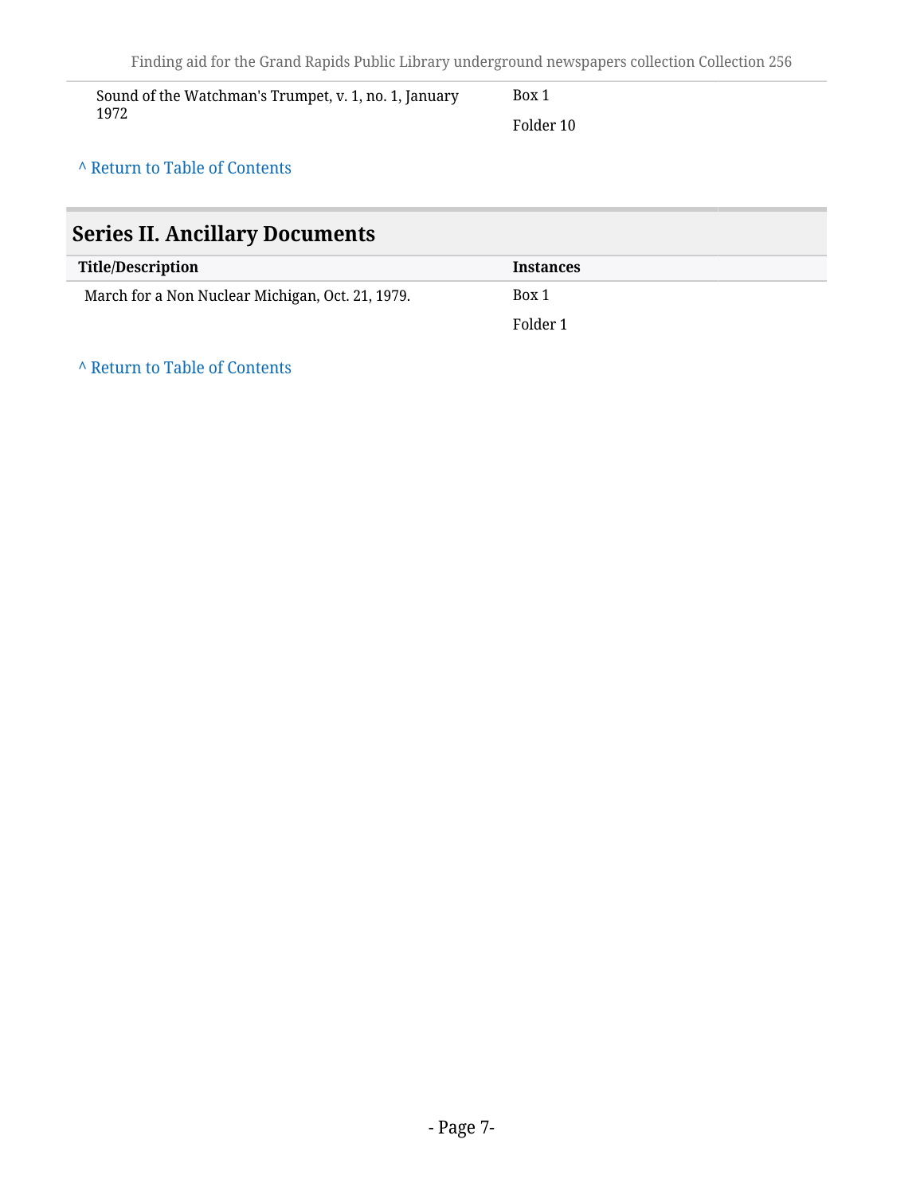| | |
|---|---|
| Sound of the Watchman's Trumpet, v. 1, no. 1, January 1972 | Box 1<br>Folder 10 |

^ Return to Table of Contents

## Series II. Ancillary Documents

| Title/Description | Instances |
|---|---|
| March for a Non Nuclear Michigan, Oct. 21, 1979. | Box 1<br>Folder 1 |

^ Return to Table of Contents